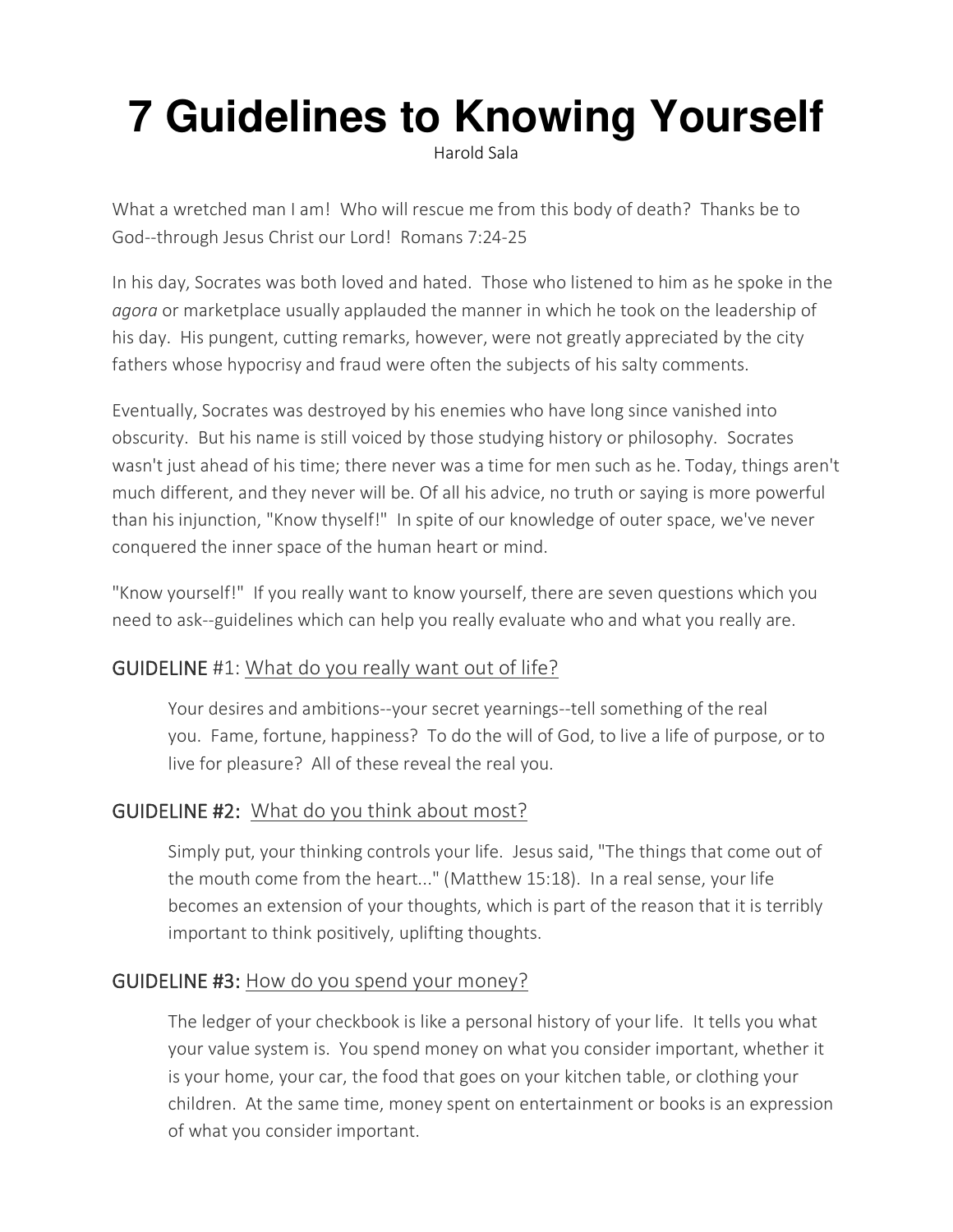# 7 Guidelines to Knowing Yourself

Harold Sala

What a wretched man I am!  Who will rescue me from this body of death?  Thanks be to God--through Jesus Christ our Lord!  Romans 7:24-25

In his day, Socrates was both loved and hated.  Those who listened to him as he spoke in the *agora* or marketplace usually applauded the manner in which he took on the leadership of his day.  His pungent, cutting remarks, however, were not greatly appreciated by the city fathers whose hypocrisy and fraud were often the subjects of his salty comments.

Eventually, Socrates was destroyed by his enemies who have long since vanished into obscurity.  But his name is still voiced by those studying history or philosophy.  Socrates wasn't just ahead of his time; there never was a time for men such as he. Today, things aren't much different, and they never will be. Of all his advice, no truth or saying is more powerful than his injunction, "Know thyself!"  In spite of our knowledge of outer space, we've never conquered the inner space of the human heart or mind.

"Know yourself!"  If you really want to know yourself, there are seven questions which you need to ask--guidelines which can help you really evaluate who and what you really are.

## GUIDELINE #1: What do you really want out of life?

Your desires and ambitions--your secret yearnings--tell something of the real you.  Fame, fortune, happiness?  To do the will of God, to live a life of purpose, or to live for pleasure?  All of these reveal the real you.

## GUIDELINE #2: What do you think about most?

Simply put, your thinking controls your life.  Jesus said, "The things that come out of the mouth come from the heart..." (Matthew 15:18).  In a real sense, your life becomes an extension of your thoughts, which is part of the reason that it is terribly important to think positively, uplifting thoughts.

## GUIDELINE #3: How do you spend your money?

The ledger of your checkbook is like a personal history of your life.  It tells you what your value system is.  You spend money on what you consider important, whether it is your home, your car, the food that goes on your kitchen table, or clothing your children.  At the same time, money spent on entertainment or books is an expression of what you consider important.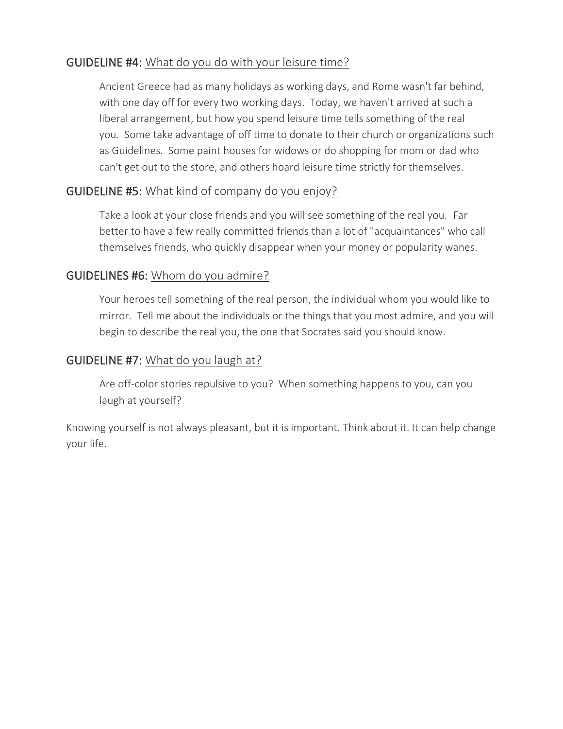## GUIDELINE #4: What do you do with your leisure time?

Ancient Greece had as many holidays as working days, and Rome wasn't far behind, with one day off for every two working days. Today, we haven't arrived at such a liberal arrangement, but how you spend leisure time tells something of the real you. Some take advantage of off time to donate to their church or organizations such as Guidelines. Some paint houses for widows or do shopping for mom or dad who can't get out to the store, and others hoard leisure time strictly for themselves.

## GUIDELINE #5: What kind of company do you enjoy?

Take a look at your close friends and you will see something of the real you. Far better to have a few really committed friends than a lot of "acquaintances" who call themselves friends, who quickly disappear when your money or popularity wanes.

## GUIDELINES #6: Whom do you admire?

Your heroes tell something of the real person, the individual whom you would like to mirror. Tell me about the individuals or the things that you most admire, and you will begin to describe the real you, the one that Socrates said you should know.

## GUIDELINE #7: What do you laugh at?

Are off-color stories repulsive to you? When something happens to you, can you laugh at yourself?

Knowing yourself is not always pleasant, but it is important. Think about it. It can help change your life.